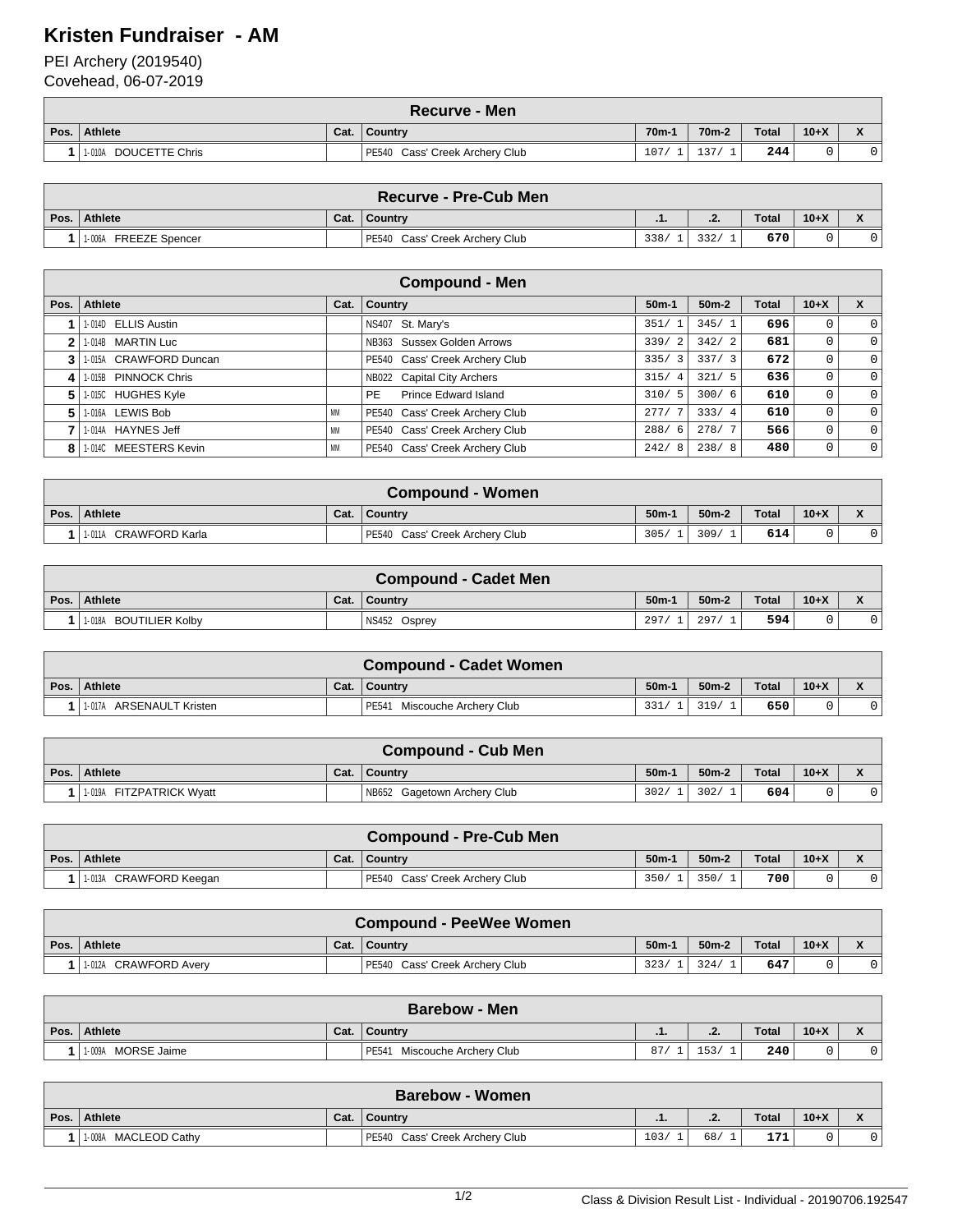# Kristen Fundraiser - AM

PEI Archery (2019540)
Covehead, 06-07-2019

| Recurve - Men | | | | | | | | |
|---|---|---|---|---|---|---|---|---|
| Pos. | Athlete | Cat. | Country | 70m-1 | 70m-2 | Total | 10+X | X |
| 1 | 1-010A DOUCETTE Chris | | PE540 Cass' Creek Archery Club | 107/ 1 | 137/ 1 | 244 | 0 | 0 |

| Recurve - Pre-Cub Men | | | | | | | | |
|---|---|---|---|---|---|---|---|---|
| Pos. | Athlete | Cat. | Country | .1. | .2. | Total | 10+X | X |
| 1 | 1-006A FREEZE Spencer | | PE540 Cass' Creek Archery Club | 338/ 1 | 332/ 1 | 670 | 0 | 0 |

| Compound - Men | | | | | | | | |
|---|---|---|---|---|---|---|---|---|
| Pos. | Athlete | Cat. | Country | 50m-1 | 50m-2 | Total | 10+X | X |
| 1 | 1-014D ELLIS Austin | | NS407 St. Mary's | 351/ 1 | 345/ 1 | 696 | 0 | 0 |
| 2 | 1-014B MARTIN Luc | | NB363 Sussex Golden Arrows | 339/ 2 | 342/ 2 | 681 | 0 | 0 |
| 3 | 1-015A CRAWFORD Duncan | | PE540 Cass' Creek Archery Club | 335/ 3 | 337/ 3 | 672 | 0 | 0 |
| 4 | 1-015B PINNOCK Chris | | NB022 Capital City Archers | 315/ 4 | 321/ 5 | 636 | 0 | 0 |
| 5 | 1-015C HUGHES Kyle | | PE Prince Edward Island | 310/ 5 | 300/ 6 | 610 | 0 | 0 |
| 5 | 1-016A LEWIS Bob | MM | PE540 Cass' Creek Archery Club | 277/ 7 | 333/ 4 | 610 | 0 | 0 |
| 7 | 1-014A HAYNES Jeff | MM | PE540 Cass' Creek Archery Club | 288/ 6 | 278/ 7 | 566 | 0 | 0 |
| 8 | 1-014C MEESTERS Kevin | MM | PE540 Cass' Creek Archery Club | 242/ 8 | 238/ 8 | 480 | 0 | 0 |

| Compound - Women | | | | | | | | |
|---|---|---|---|---|---|---|---|---|
| Pos. | Athlete | Cat. | Country | 50m-1 | 50m-2 | Total | 10+X | X |
| 1 | 1-011A CRAWFORD Karla | | PE540 Cass' Creek Archery Club | 305/ 1 | 309/ 1 | 614 | 0 | 0 |

| Compound - Cadet Men | | | | | | | | |
|---|---|---|---|---|---|---|---|---|
| Pos. | Athlete | Cat. | Country | 50m-1 | 50m-2 | Total | 10+X | X |
| 1 | 1-018A BOUTILIER Kolby | | NS452 Osprey | 297/ 1 | 297/ 1 | 594 | 0 | 0 |

| Compound - Cadet Women | | | | | | | | |
|---|---|---|---|---|---|---|---|---|
| Pos. | Athlete | Cat. | Country | 50m-1 | 50m-2 | Total | 10+X | X |
| 1 | 1-017A ARSENAULT Kristen | | PE541 Miscouche Archery Club | 331/ 1 | 319/ 1 | 650 | 0 | 0 |

| Compound - Cub Men | | | | | | | | |
|---|---|---|---|---|---|---|---|---|
| Pos. | Athlete | Cat. | Country | 50m-1 | 50m-2 | Total | 10+X | X |
| 1 | 1-019A FITZPATRICK Wyatt | | NB652 Gagetown Archery Club | 302/ 1 | 302/ 1 | 604 | 0 | 0 |

| Compound - Pre-Cub Men | | | | | | | | |
|---|---|---|---|---|---|---|---|---|
| Pos. | Athlete | Cat. | Country | 50m-1 | 50m-2 | Total | 10+X | X |
| 1 | 1-013A CRAWFORD Keegan | | PE540 Cass' Creek Archery Club | 350/ 1 | 350/ 1 | 700 | 0 | 0 |

| Compound - PeeWee Women | | | | | | | | |
|---|---|---|---|---|---|---|---|---|
| Pos. | Athlete | Cat. | Country | 50m-1 | 50m-2 | Total | 10+X | X |
| 1 | 1-012A CRAWFORD Avery | | PE540 Cass' Creek Archery Club | 323/ 1 | 324/ 1 | 647 | 0 | 0 |

| Barebow - Men | | | | | | | | |
|---|---|---|---|---|---|---|---|---|
| Pos. | Athlete | Cat. | Country | .1. | .2. | Total | 10+X | X |
| 1 | 1-009A MORSE Jaime | | PE541 Miscouche Archery Club | 87/ 1 | 153/ 1 | 240 | 0 | 0 |

| Barebow - Women | | | | | | | | |
|---|---|---|---|---|---|---|---|---|
| Pos. | Athlete | Cat. | Country | .1. | .2. | Total | 10+X | X |
| 1 | 1-008A MACLEOD Cathy | | PE540 Cass' Creek Archery Club | 103/ 1 | 68/ 1 | 171 | 0 | 0 |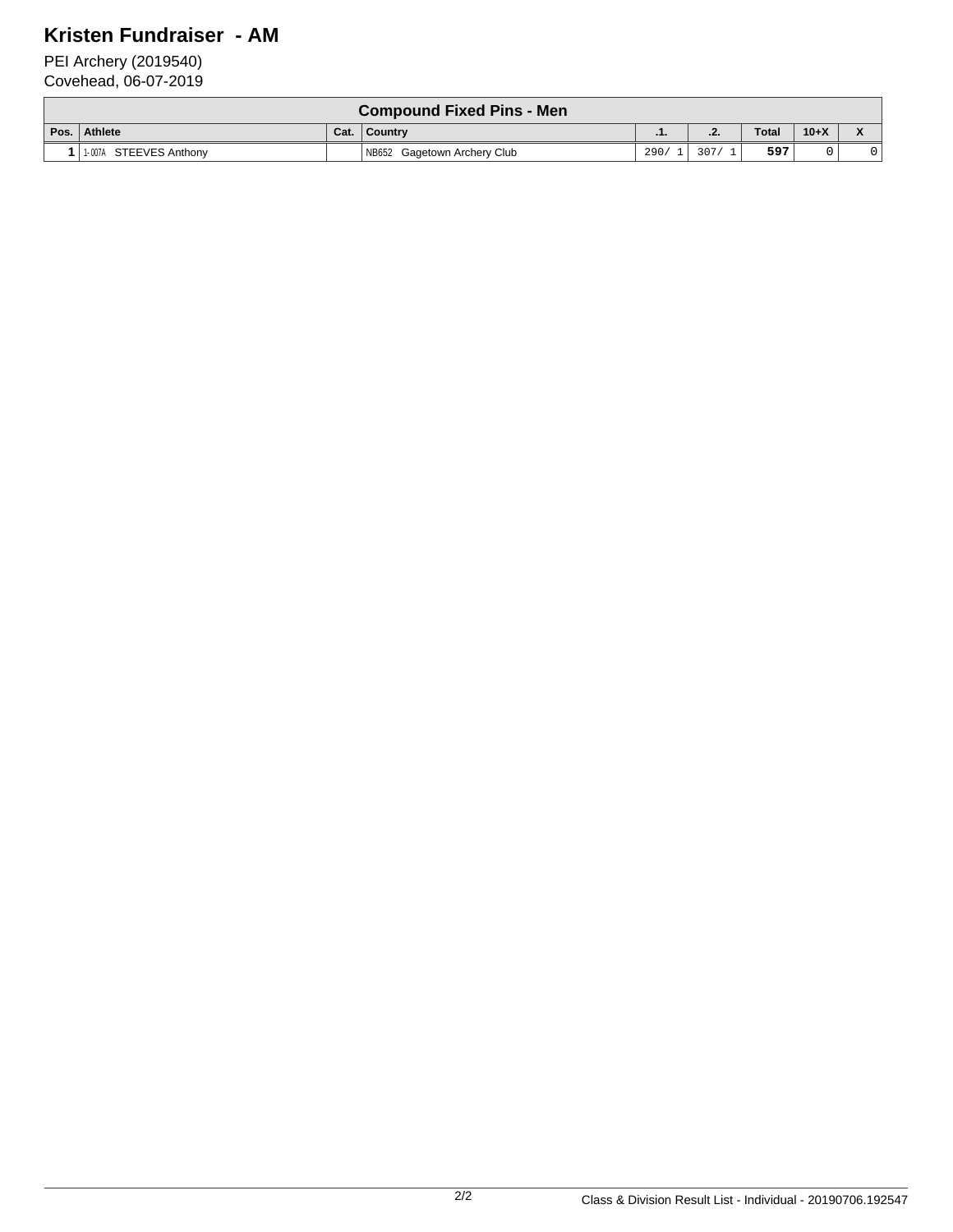# Kristen Fundraiser - AM

PEI Archery (2019540)
Covehead, 06-07-2019

| Compound Fixed Pins - Men | | | | | | | | |
|---|---|---|---|---|---|---|---|---|
| Pos. | Athlete | Cat. | Country | .1. | .2. | Total | 10+X | X |
| 1 | 1-007A STEEVES Anthony | | NB652 Gagetown Archery Club | 290/ 1 | 307/ 1 | 597 | 0 | 0 |

Class & Division Result List - Individual - 20190706.192547